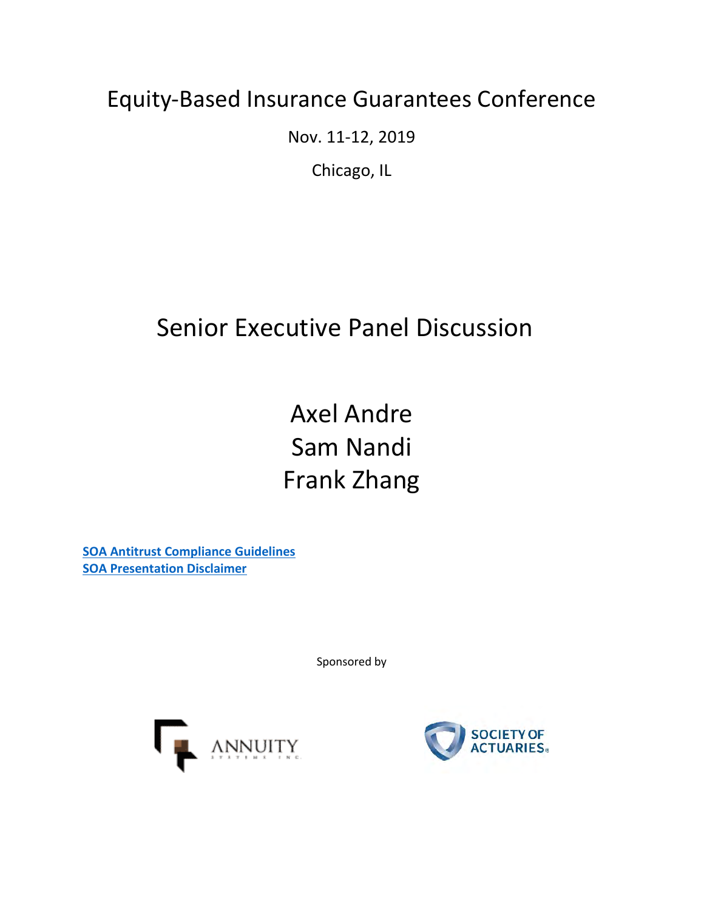# Equity-Based Insurance Guarantees Conference

Nov. 11-12, 2019

Chicago, IL

## Senior Executive Panel Discussion

Axel Andre
Sam Nandi
Frank Zhang

**SOA Antitrust Compliance Guidelines**
**SOA Presentation Disclaimer**

Sponsored by

ANNUITY SYSTEMS INC.

SOCIETY OF ACTUARIES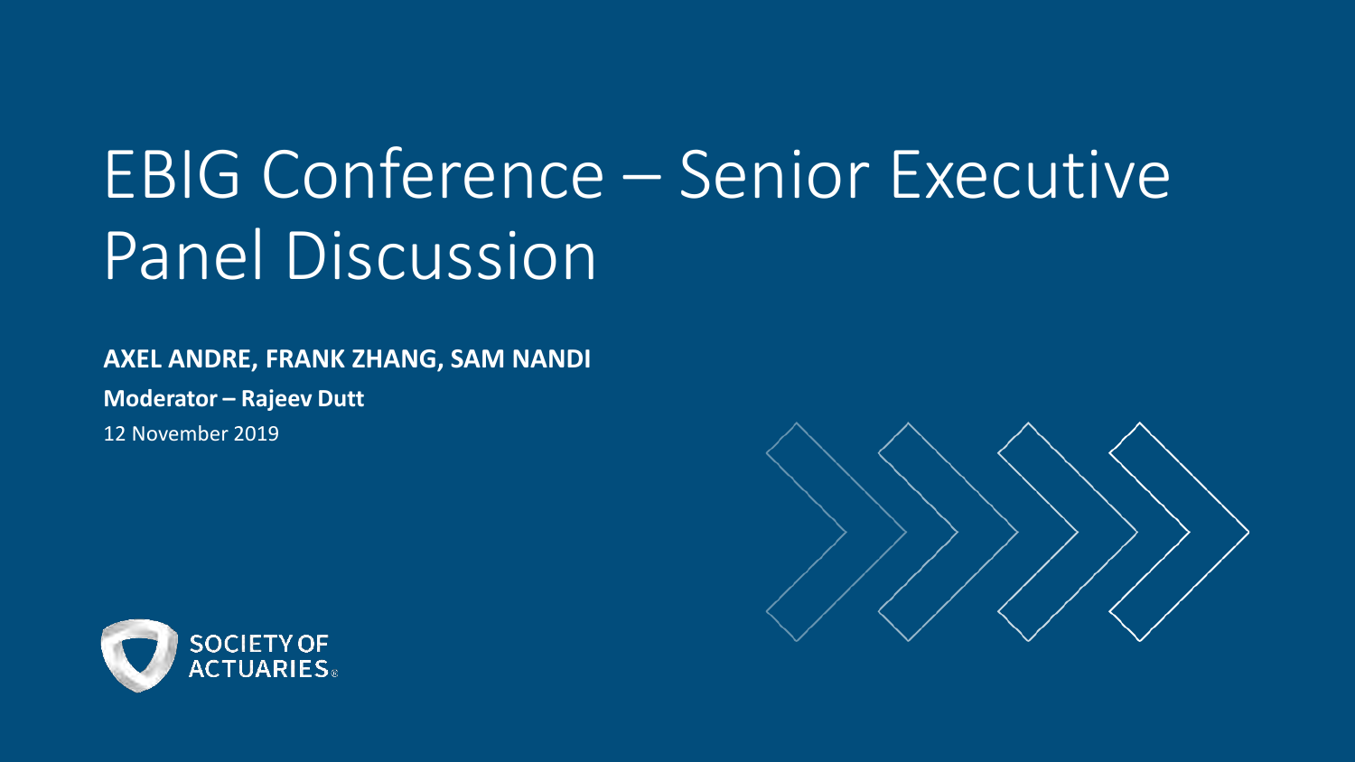# EBIG Conference – Senior Executive Panel Discussion

**AXEL ANDRE, FRANK ZHANG, SAM NANDI**

**Moderator – Rajeev Dutt**

12 November 2019

SOCIETY OF ACTUARIES®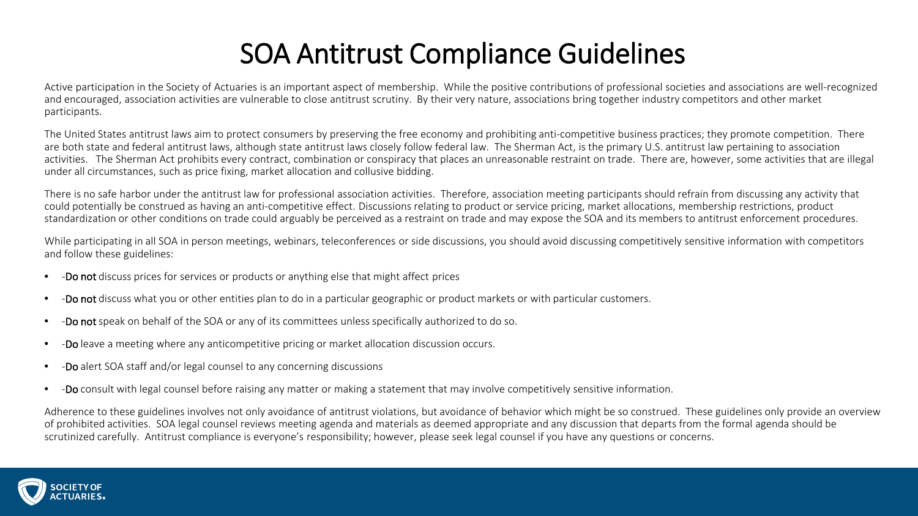# SOA Antitrust Compliance Guidelines

Active participation in the Society of Actuaries is an important aspect of membership. While the positive contributions of professional societies and associations are well-recognized and encouraged, association activities are vulnerable to close antitrust scrutiny. By their very nature, associations bring together industry competitors and other market participants.

The United States antitrust laws aim to protect consumers by preserving the free economy and prohibiting anti-competitive business practices; they promote competition. There are both state and federal antitrust laws, although state antitrust laws closely follow federal law. The Sherman Act, is the primary U.S. antitrust law pertaining to association activities. The Sherman Act prohibits every contract, combination or conspiracy that places an unreasonable restraint on trade. There are, however, some activities that are illegal under all circumstances, such as price fixing, market allocation and collusive bidding.

There is no safe harbor under the antitrust law for professional association activities. Therefore, association meeting participants should refrain from discussing any activity that could potentially be construed as having an anti-competitive effect. Discussions relating to product or service pricing, market allocations, membership restrictions, product standardization or other conditions on trade could arguably be perceived as a restraint on trade and may expose the SOA and its members to antitrust enforcement procedures.

While participating in all SOA in person meetings, webinars, teleconferences or side discussions, you should avoid discussing competitively sensitive information with competitors and follow these guidelines:

- -**Do not** discuss prices for services or products or anything else that might affect prices
- -**Do not** discuss what you or other entities plan to do in a particular geographic or product markets or with particular customers.
- -**Do not** speak on behalf of the SOA or any of its committees unless specifically authorized to do so.
- -**Do** leave a meeting where any anticompetitive pricing or market allocation discussion occurs.
- -**Do** alert SOA staff and/or legal counsel to any concerning discussions
- -**Do** consult with legal counsel before raising any matter or making a statement that may involve competitively sensitive information.

Adherence to these guidelines involves not only avoidance of antitrust violations, but avoidance of behavior which might be so construed. These guidelines only provide an overview of prohibited activities. SOA legal counsel reviews meeting agenda and materials as deemed appropriate and any discussion that departs from the formal agenda should be scrutinized carefully. Antitrust compliance is everyone's responsibility; however, please seek legal counsel if you have any questions or concerns.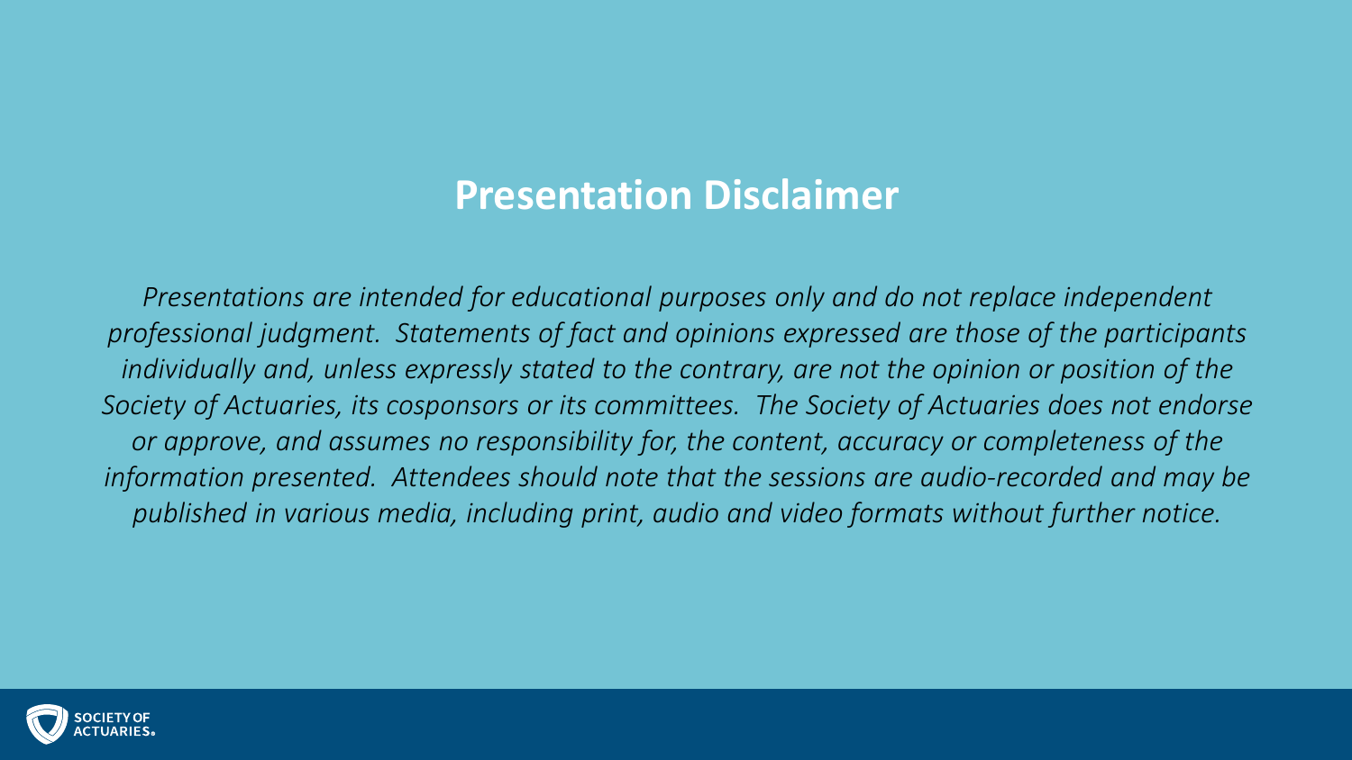# Presentation Disclaimer

*Presentations are intended for educational purposes only and do not replace independent professional judgment. Statements of fact and opinions expressed are those of the participants individually and, unless expressly stated to the contrary, are not the opinion or position of the Society of Actuaries, its cosponsors or its committees. The Society of Actuaries does not endorse or approve, and assumes no responsibility for, the content, accuracy or completeness of the information presented. Attendees should note that the sessions are audio-recorded and may be published in various media, including print, audio and video formats without further notice.*

SOCIETY OF ACTUARIES.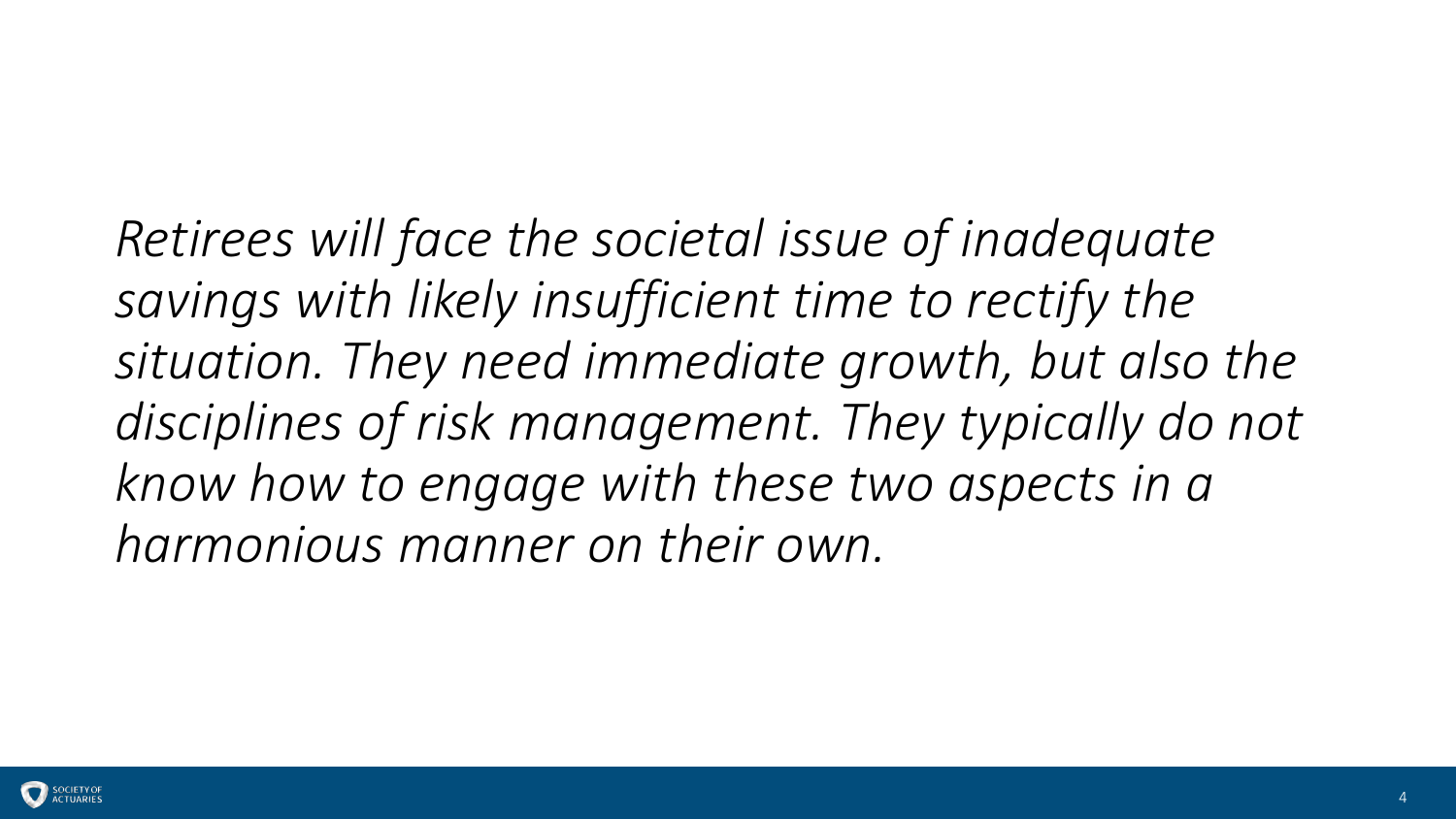*Retirees will face the societal issue of inadequate savings with likely insufficient time to rectify the situation. They need immediate growth, but also the disciplines of risk management. They typically do not know how to engage with these two aspects in a harmonious manner on their own.*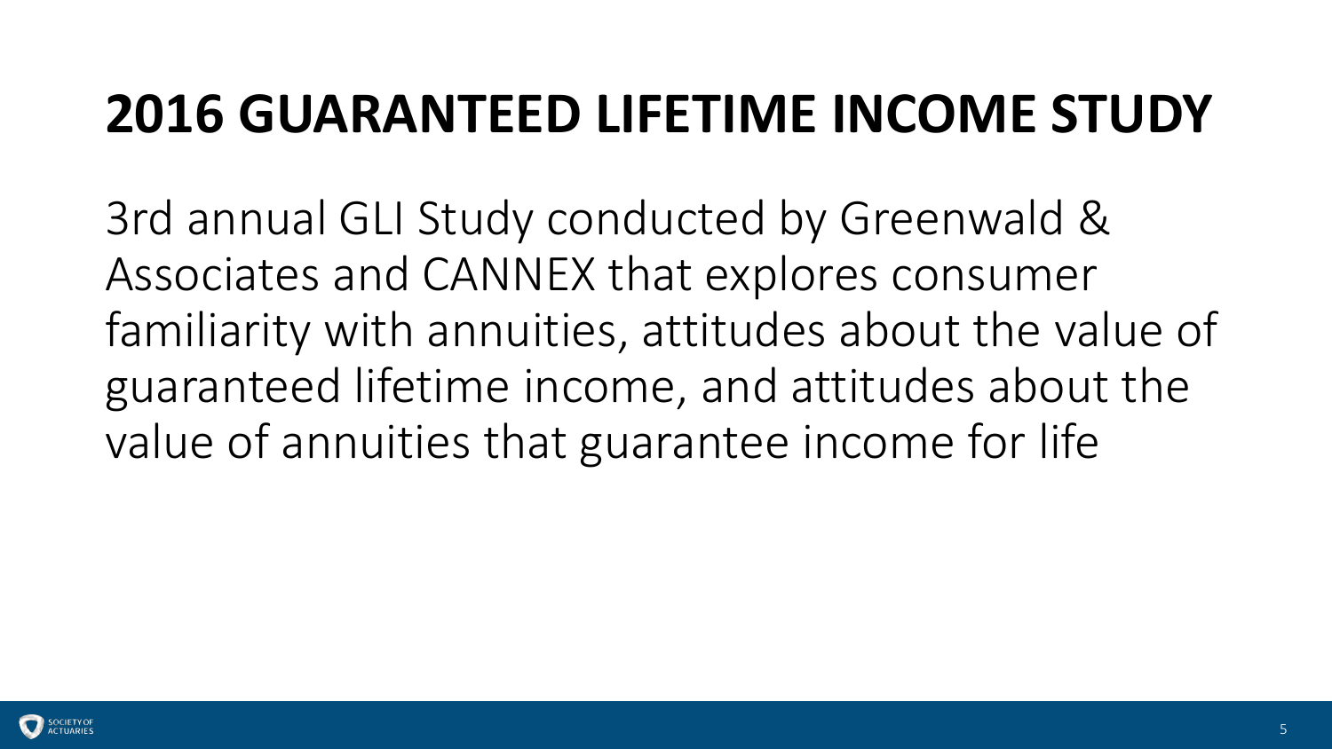# 2016 GUARANTEED LIFETIME INCOME STUDY

3rd annual GLI Study conducted by Greenwald & Associates and CANNEX that explores consumer familiarity with annuities, attitudes about the value of guaranteed lifetime income, and attitudes about the value of annuities that guarantee income for life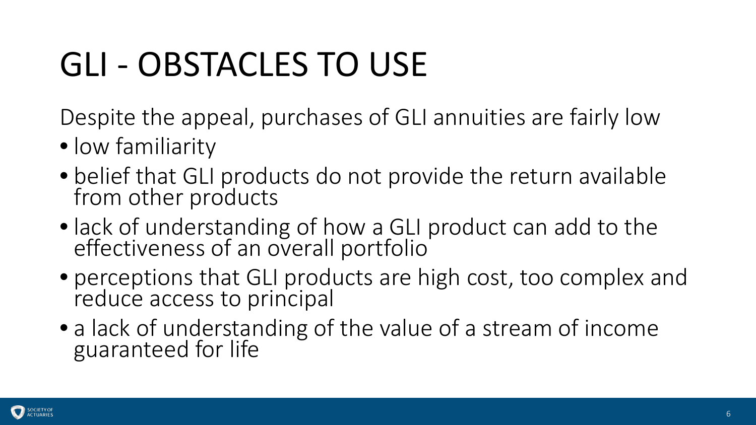# GLI - OBSTACLES TO USE

Despite the appeal, purchases of GLI annuities are fairly low

- low familiarity
- belief that GLI products do not provide the return available from other products
- lack of understanding of how a GLI product can add to the effectiveness of an overall portfolio
- perceptions that GLI products are high cost, too complex and reduce access to principal
- a lack of understanding of the value of a stream of income guaranteed for life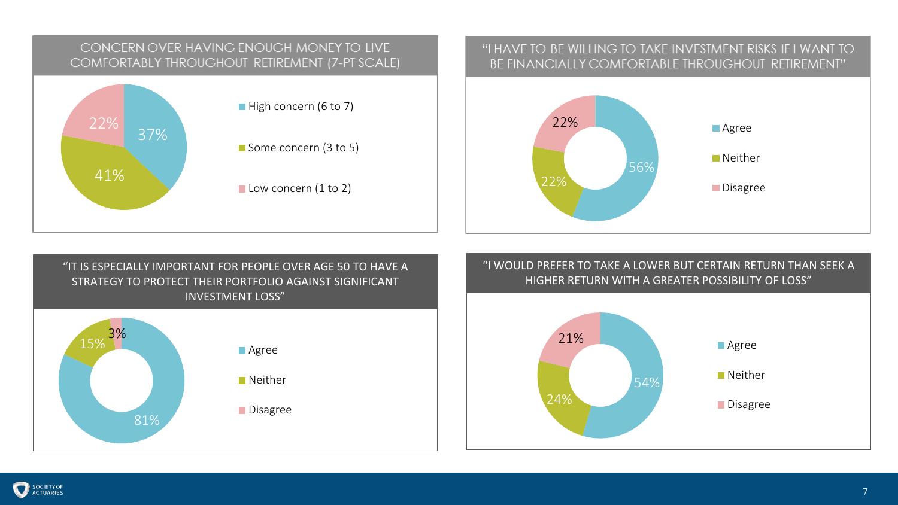## CONCERN OVER HAVING ENOUGH MONEY TO LIVE COMFORTABLY THROUGHOUT RETIREMENT (7-PT SCALE)

| Response | Percent |
|---|---|
| High concern (6 to 7) | 37% |
| Some concern (3 to 5) | 41% |
| Low concern (1 to 2) | 22% |

## "I HAVE TO BE WILLING TO TAKE INVESTMENT RISKS IF I WANT TO BE FINANCIALLY COMFORTABLE THROUGHOUT RETIREMENT"

| Response | Percent |
|---|---|
| Agree | 56% |
| Neither | 22% |
| Disagree | 22% |

## "IT IS ESPECIALLY IMPORTANT FOR PEOPLE OVER AGE 50 TO HAVE A STRATEGY TO PROTECT THEIR PORTFOLIO AGAINST SIGNIFICANT INVESTMENT LOSS"

| Response | Percent |
|---|---|
| Agree | 81% |
| Neither | 15% |
| Disagree | 3% |

## "I WOULD PREFER TO TAKE A LOWER BUT CERTAIN RETURN THAN SEEK A HIGHER RETURN WITH A GREATER POSSIBILITY OF LOSS"

| Response | Percent |
|---|---|
| Agree | 54% |
| Neither | 24% |
| Disagree | 21% |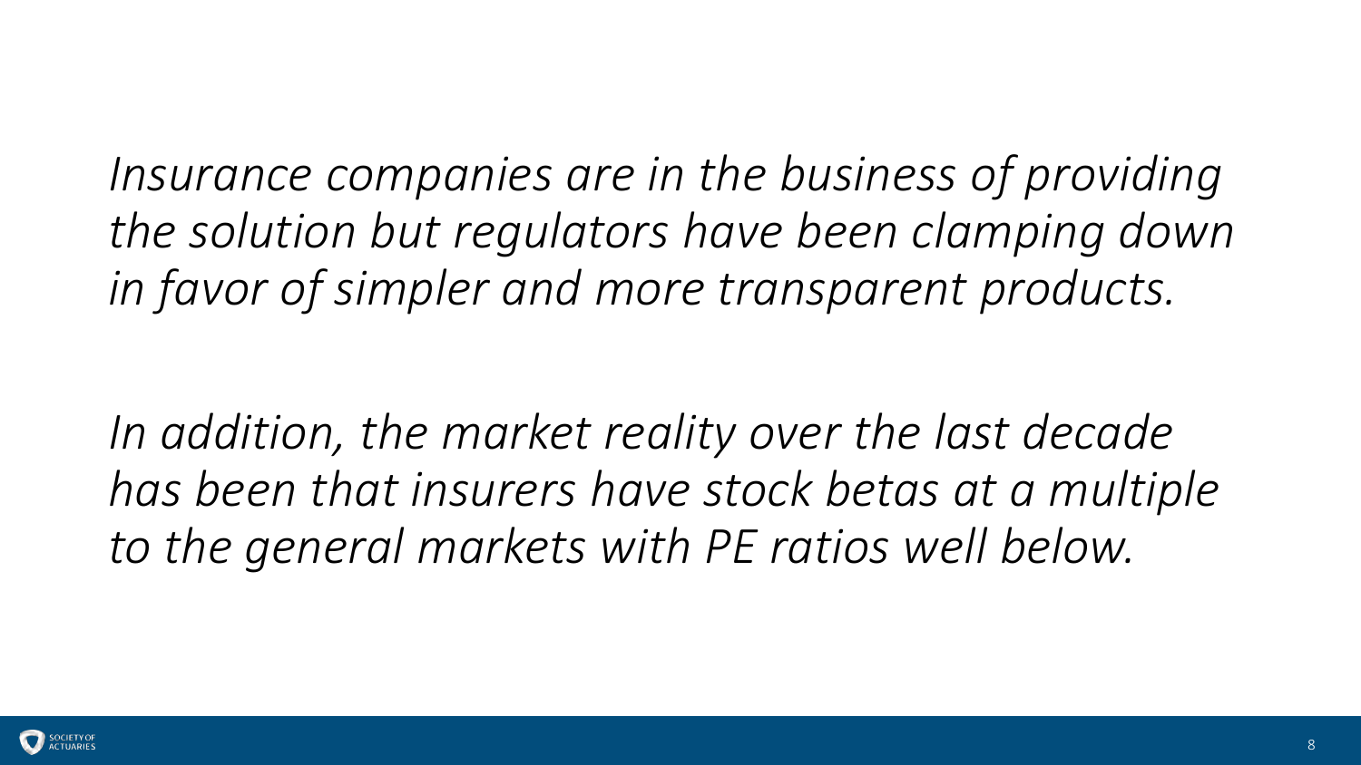*Insurance companies are in the business of providing the solution but regulators have been clamping down in favor of simpler and more transparent products.*

*In addition, the market reality over the last decade has been that insurers have stock betas at a multiple to the general markets with PE ratios well below.*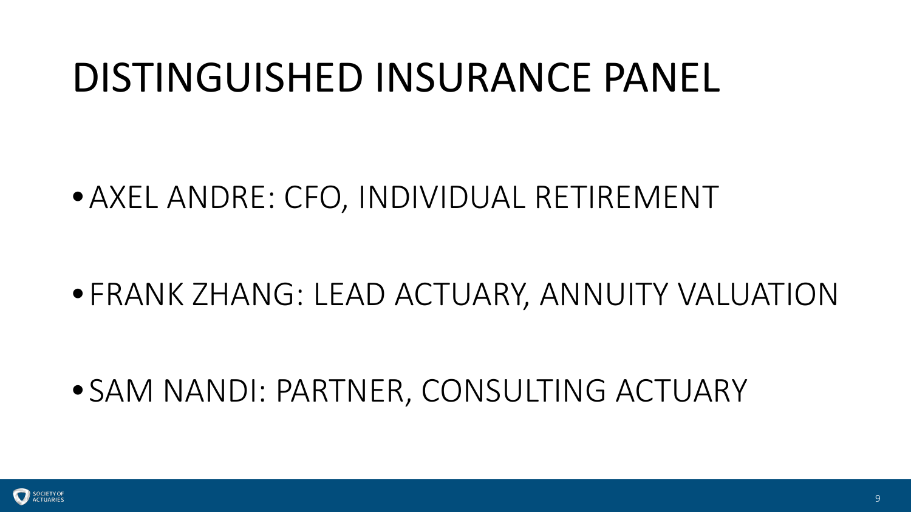# DISTINGUISHED INSURANCE PANEL

- AXEL ANDRE: CFO, INDIVIDUAL RETIREMENT
- FRANK ZHANG: LEAD ACTUARY, ANNUITY VALUATION
- SAM NANDI: PARTNER, CONSULTING ACTUARY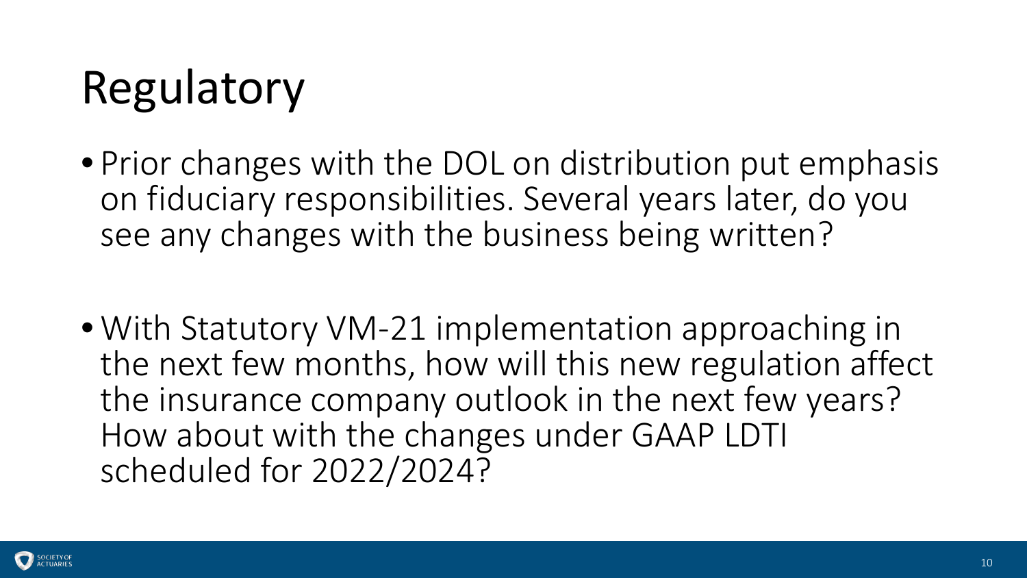# Regulatory

- Prior changes with the DOL on distribution put emphasis on fiduciary responsibilities. Several years later, do you see any changes with the business being written?

- With Statutory VM-21 implementation approaching in the next few months, how will this new regulation affect the insurance company outlook in the next few years? How about with the changes under GAAP LDTI scheduled for 2022/2024?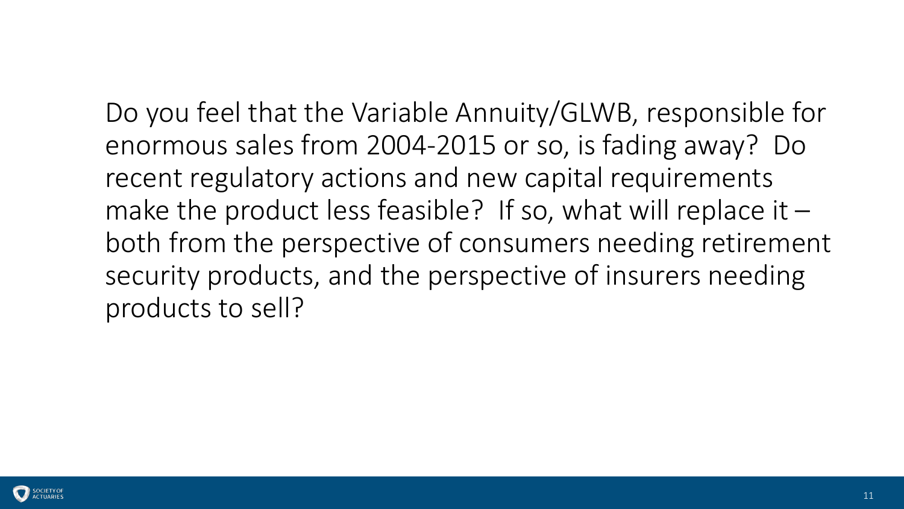Do you feel that the Variable Annuity/GLWB, responsible for enormous sales from 2004-2015 or so, is fading away? Do recent regulatory actions and new capital requirements make the product less feasible? If so, what will replace it – both from the perspective of consumers needing retirement security products, and the perspective of insurers needing products to sell?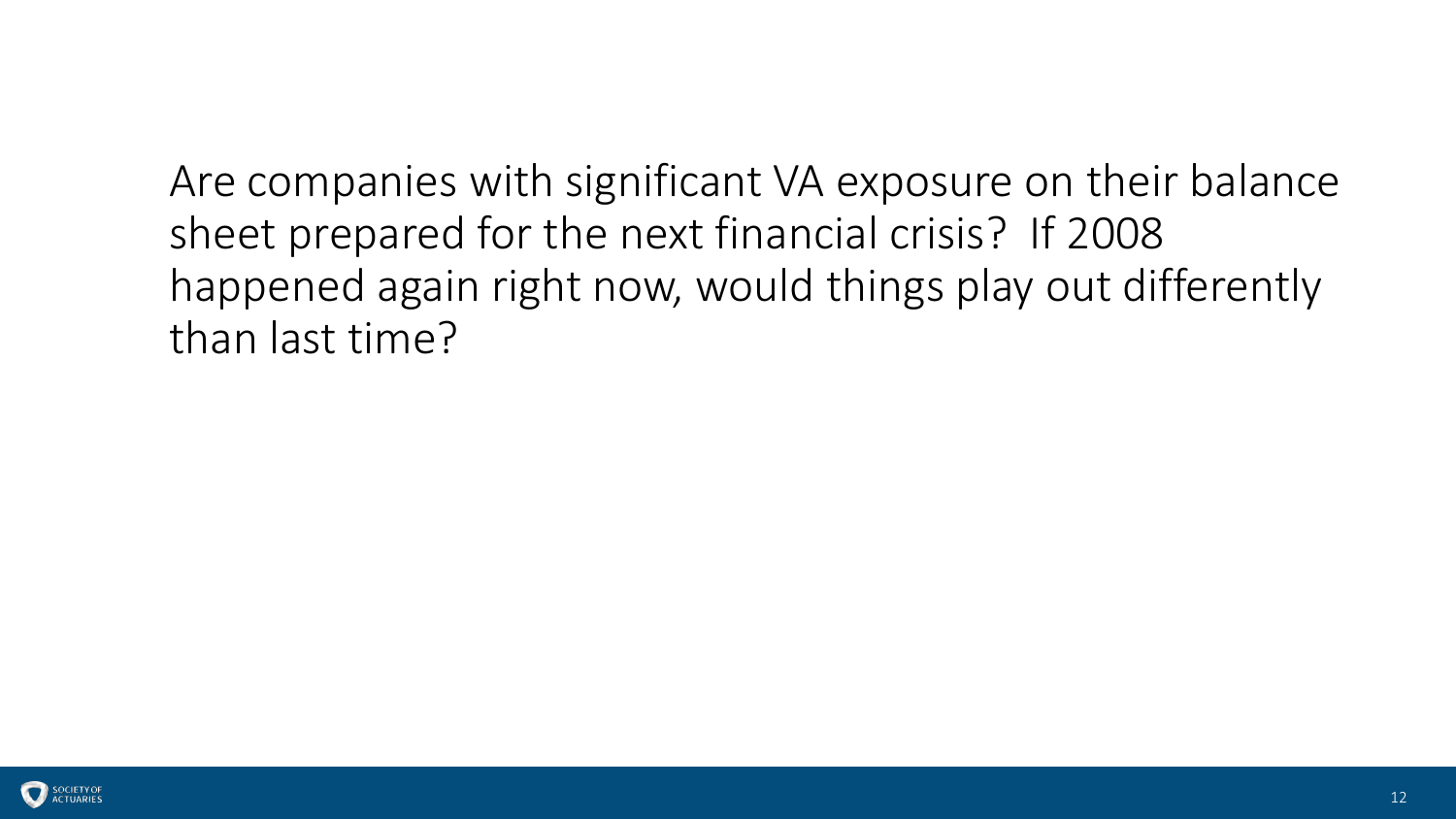Are companies with significant VA exposure on their balance sheet prepared for the next financial crisis? If 2008 happened again right now, would things play out differently than last time?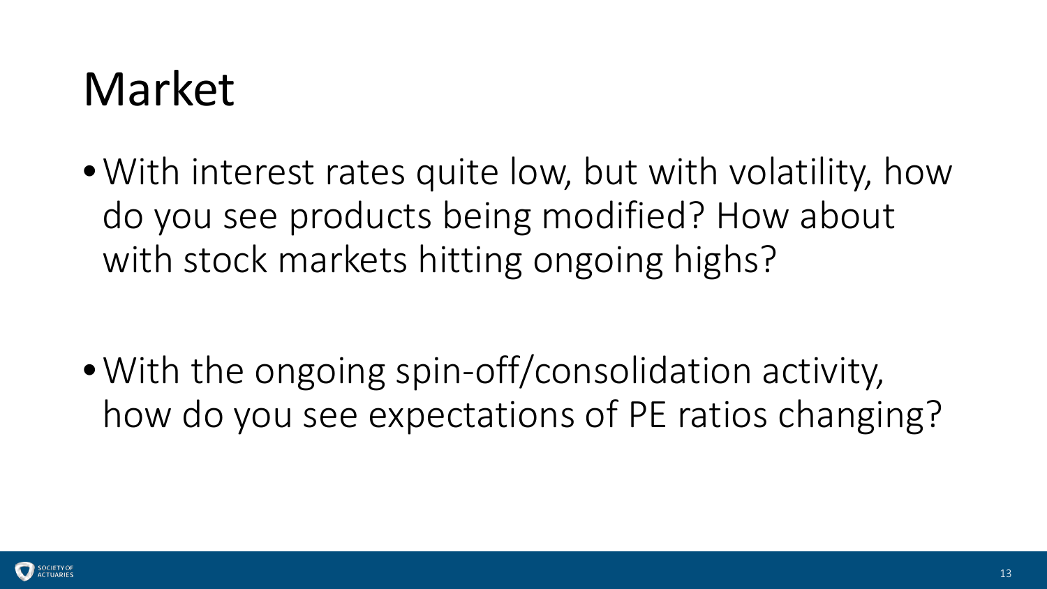# Market

- With interest rates quite low, but with volatility, how do you see products being modified? How about with stock markets hitting ongoing highs?

- With the ongoing spin-off/consolidation activity, how do you see expectations of PE ratios changing?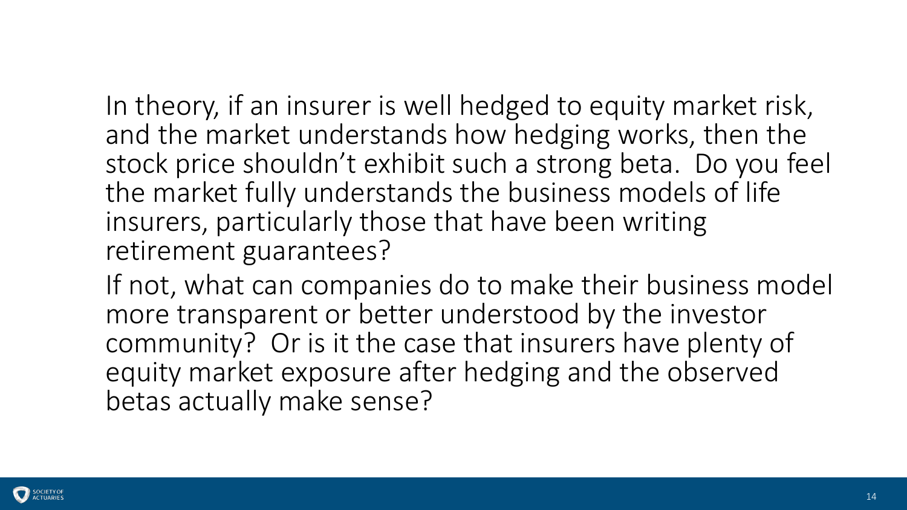In theory, if an insurer is well hedged to equity market risk, and the market understands how hedging works, then the stock price shouldn't exhibit such a strong beta. Do you feel the market fully understands the business models of life insurers, particularly those that have been writing retirement guarantees?

If not, what can companies do to make their business model more transparent or better understood by the investor community? Or is it the case that insurers have plenty of equity market exposure after hedging and the observed betas actually make sense?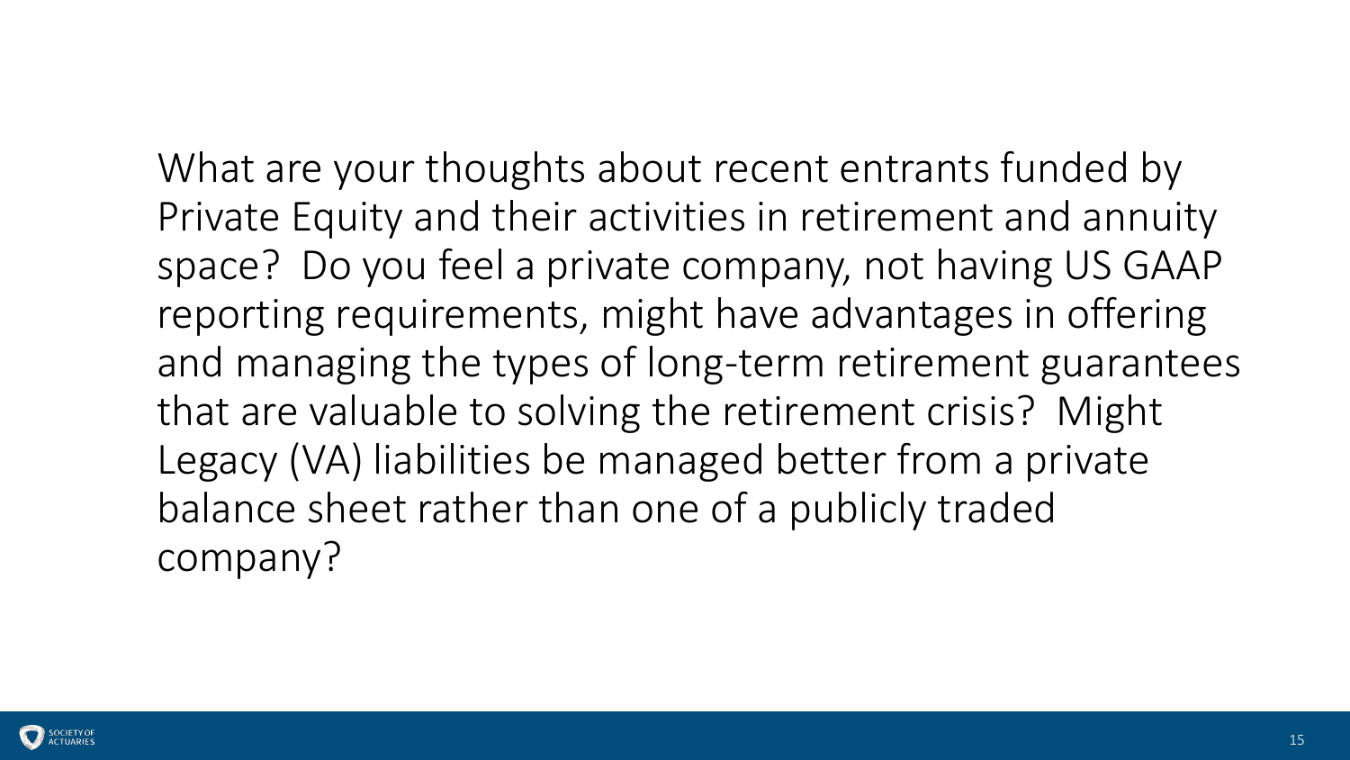What are your thoughts about recent entrants funded by Private Equity and their activities in retirement and annuity space? Do you feel a private company, not having US GAAP reporting requirements, might have advantages in offering and managing the types of long-term retirement guarantees that are valuable to solving the retirement crisis? Might Legacy (VA) liabilities be managed better from a private balance sheet rather than one of a publicly traded company?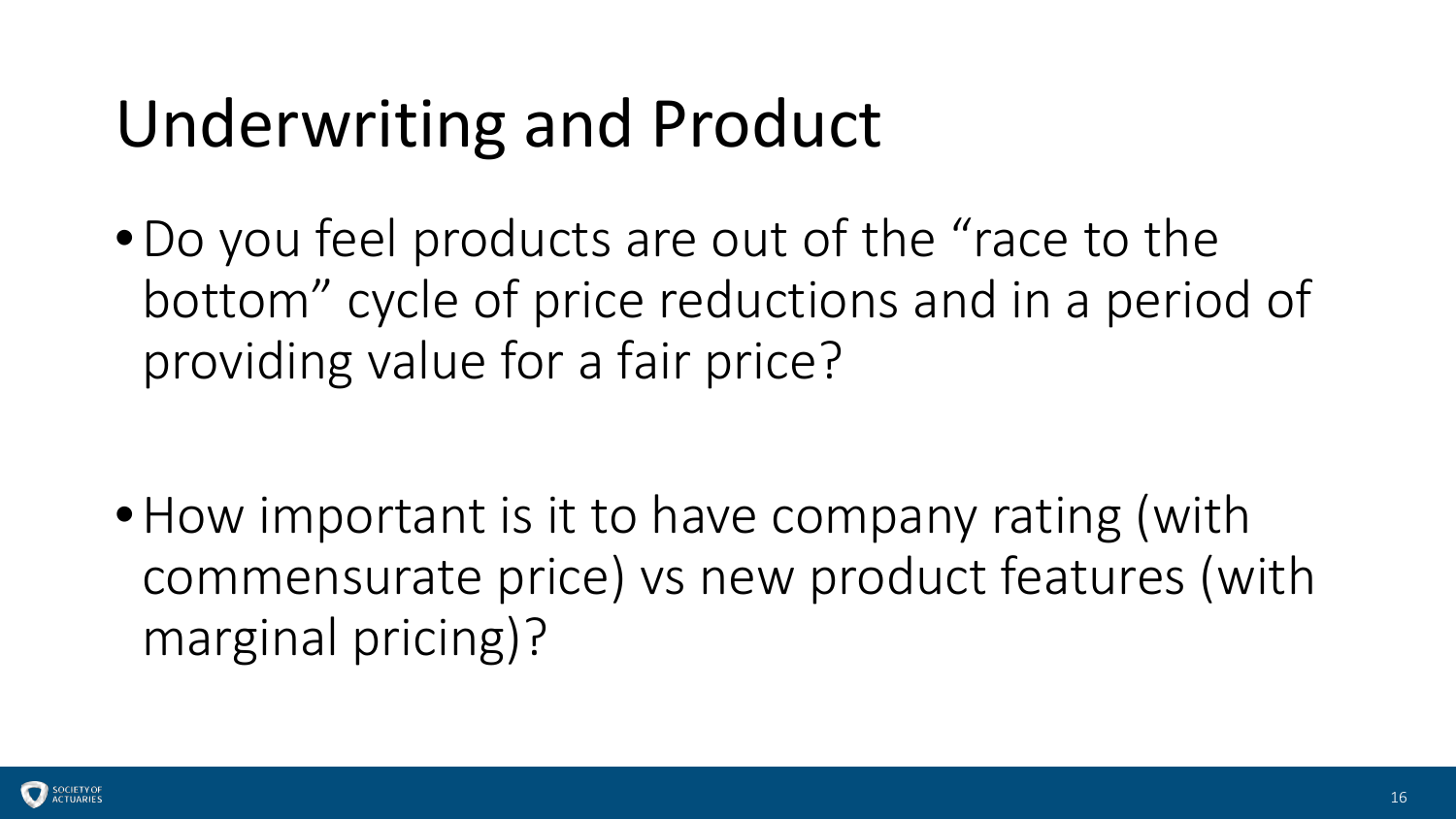# Underwriting and Product

- Do you feel products are out of the "race to the bottom" cycle of price reductions and in a period of providing value for a fair price?

- How important is it to have company rating (with commensurate price) vs new product features (with marginal pricing)?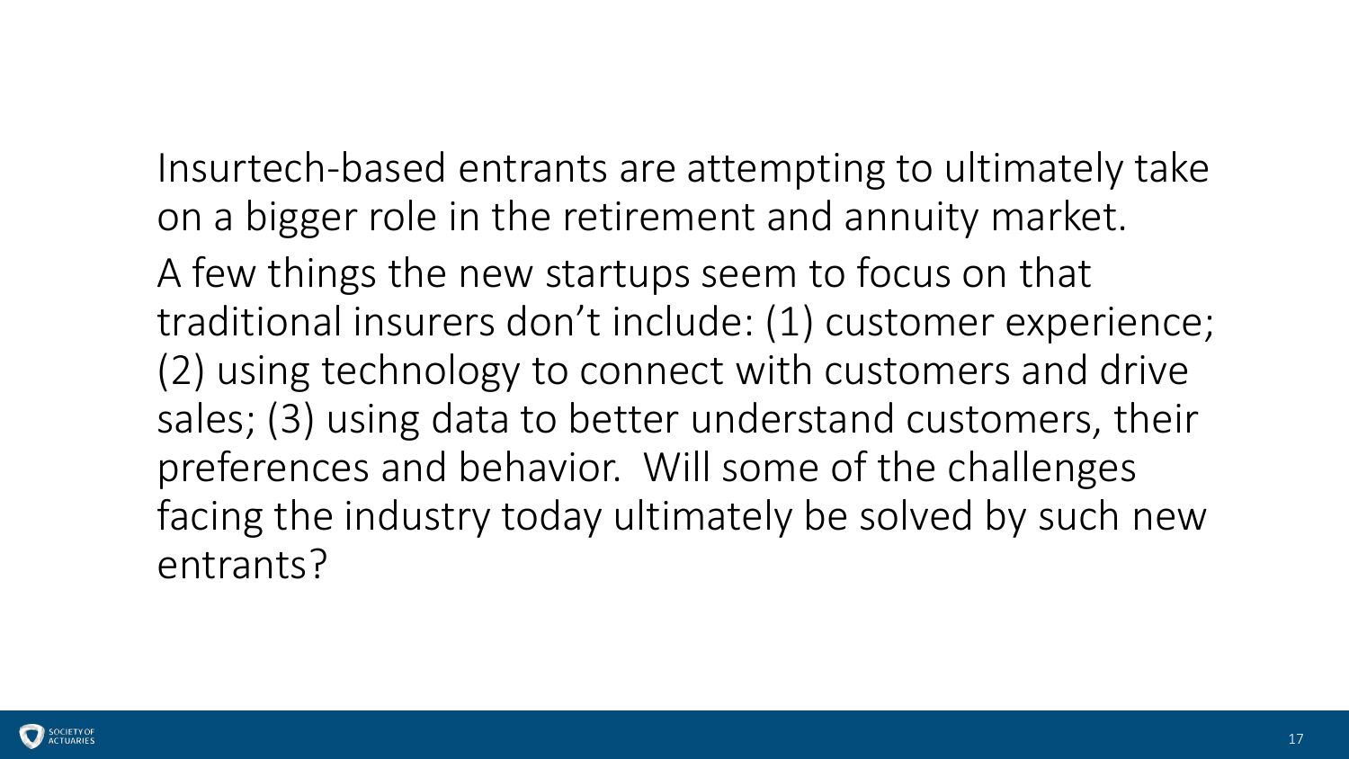Insurtech-based entrants are attempting to ultimately take on a bigger role in the retirement and annuity market.

A few things the new startups seem to focus on that traditional insurers don't include: (1) customer experience; (2) using technology to connect with customers and drive sales; (3) using data to better understand customers, their preferences and behavior. Will some of the challenges facing the industry today ultimately be solved by such new entrants?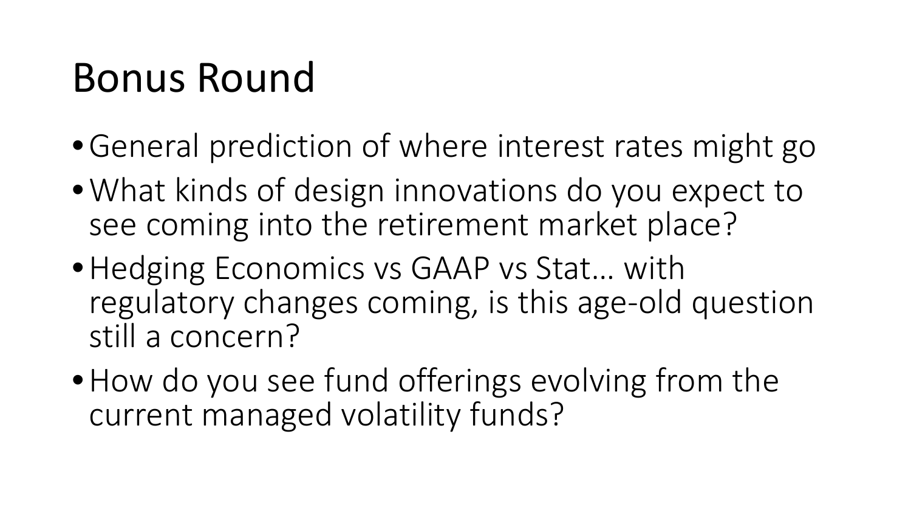# Bonus Round

- General prediction of where interest rates might go
- What kinds of design innovations do you expect to see coming into the retirement market place?
- Hedging Economics vs GAAP vs Stat… with regulatory changes coming, is this age-old question still a concern?
- How do you see fund offerings evolving from the current managed volatility funds?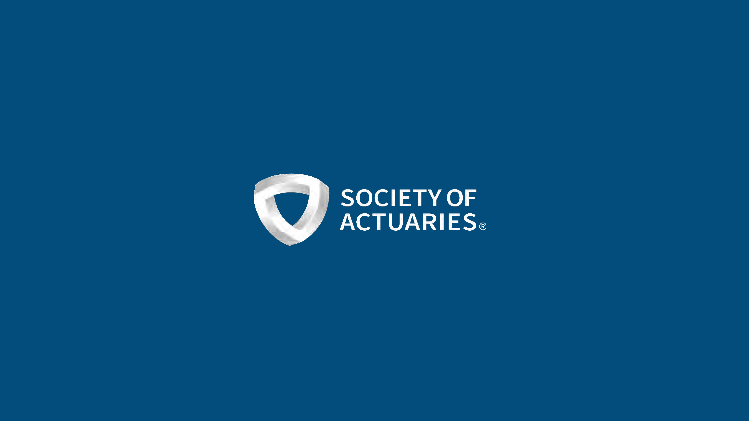SOCIETY OF ACTUARIES®